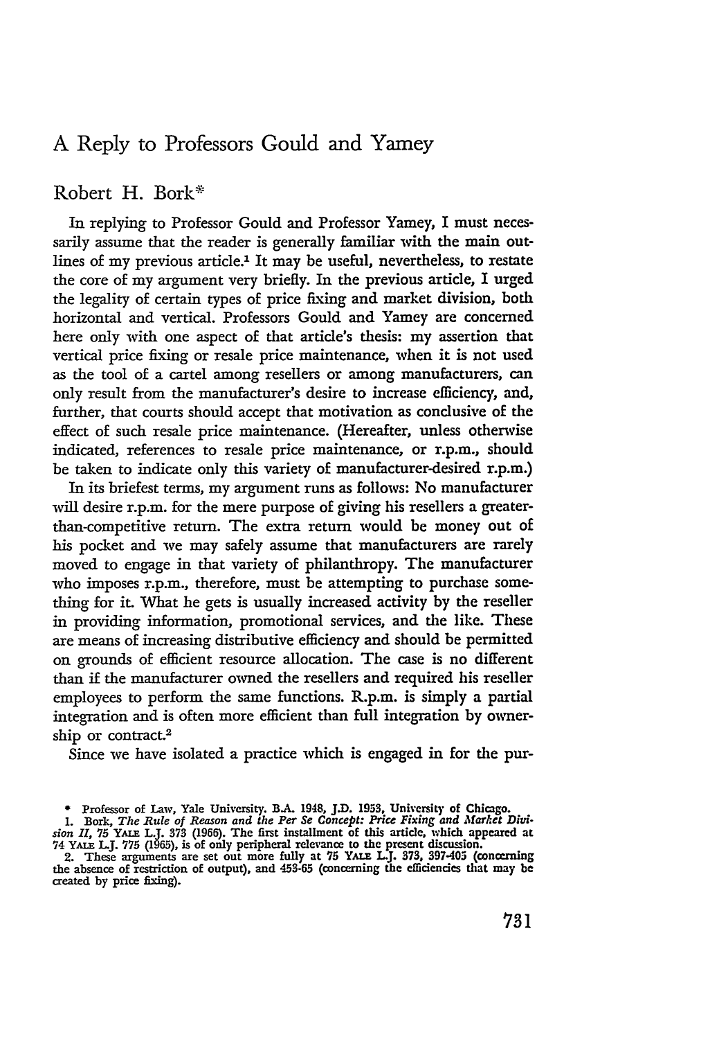# A Reply to Professors Gould and Yamey

## Robert H. Bork*

In replying to Professor Gould and Professor Yamey, I must necessarily assume that the reader is generally familiar with the main outlines of my previous article.[1] It may be useful, nevertheless, to restate the core of my argument very briefly. In the previous article, I urged the legality of certain types of price fixing and market division, both horizontal and vertical. Professors Gould and Yamey are concerned here only with one aspect of that article's thesis: my assertion that vertical price fixing or resale price maintenance, when it is not used as the tool of a cartel among resellers or among manufacturers, can only result from the manufacturer's desire to increase efficiency, and, further, that courts should accept that motivation as conclusive of the effect of such resale price maintenance. (Hereafter, unless otherwise indicated, references to resale price maintenance, or r.p.m., should be taken to indicate only this variety of manufacturer-desired r.p.m.)

In its briefest terms, my argument runs as follows: No manufacturer will desire r.p.m. for the mere purpose of giving his resellers a greater-than-competitive return. The extra return would be money out of his pocket and we may safely assume that manufacturers are rarely moved to engage in that variety of philanthropy. The manufacturer who imposes r.p.m., therefore, must be attempting to purchase something for it. What he gets is usually increased activity by the reseller in providing information, promotional services, and the like. These are means of increasing distributive efficiency and should be permitted on grounds of efficient resource allocation. The case is no different than if the manufacturer owned the resellers and required his reseller employees to perform the same functions. R.p.m. is simply a partial integration and is often more efficient than full integration by ownership or contract.[2]

Since we have isolated a practice which is engaged in for the pur-

---

\* Professor of Law, Yale University. B.A. 1948, J.D. 1953, University of Chicago.

1. Bork, *The Rule of Reason and the Per Se Concept: Price Fixing and Market Division II*, 75 YALE L.J. 373 (1966). The first installment of this article, which appeared at 74 YALE L.J. 775 (1965), is of only peripheral relevance to the present discussion.

2. These arguments are set out more fully at 75 YALE L.J. 373, 397-405 (concerning the absence of restriction of output), and 453-65 (concerning the efficiencies that may be created by price fixing).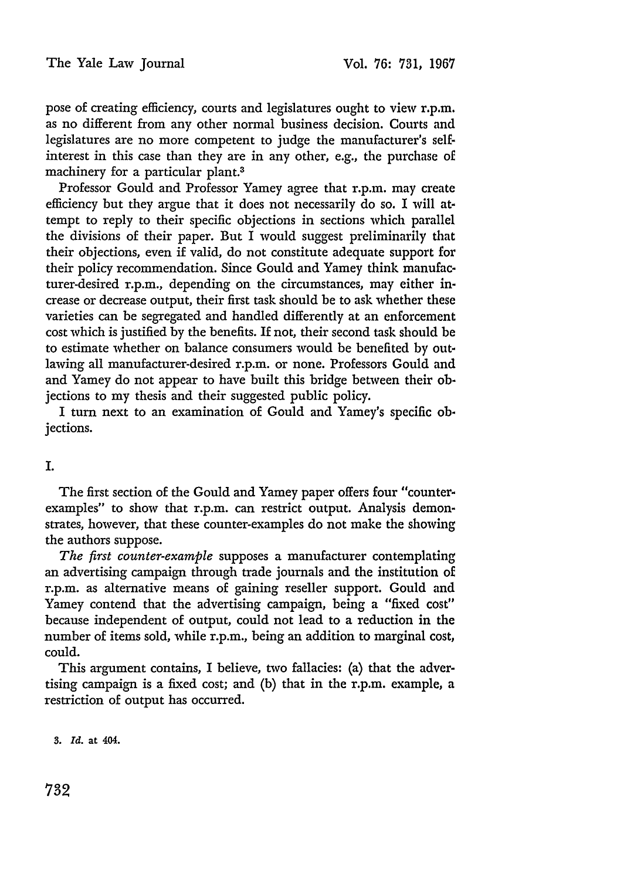pose of creating efficiency, courts and legislatures ought to view r.p.m. as no different from any other normal business decision. Courts and legislatures are no more competent to judge the manufacturer's self-interest in this case than they are in any other, e.g., the purchase of machinery for a particular plant.[3]

Professor Gould and Professor Yamey agree that r.p.m. may create efficiency but they argue that it does not necessarily do so. I will attempt to reply to their specific objections in sections which parallel the divisions of their paper. But I would suggest preliminarily that their objections, even if valid, do not constitute adequate support for their policy recommendation. Since Gould and Yamey think manufacturer-desired r.p.m., depending on the circumstances, may either increase or decrease output, their first task should be to ask whether these varieties can be segregated and handled differently at an enforcement cost which is justified by the benefits. If not, their second task should be to estimate whether on balance consumers would be benefited by outlawing all manufacturer-desired r.p.m. or none. Professors Gould and and Yamey do not appear to have built this bridge between their objections to my thesis and their suggested public policy.

I turn next to an examination of Gould and Yamey's specific objections.

## I.

The first section of the Gould and Yamey paper offers four "counter-examples" to show that r.p.m. can restrict output. Analysis demonstrates, however, that these counter-examples do not make the showing the authors suppose.

*The first counter-example* supposes a manufacturer contemplating an advertising campaign through trade journals and the institution of r.p.m. as alternative means of gaining reseller support. Gould and Yamey contend that the advertising campaign, being a "fixed cost" because independent of output, could not lead to a reduction in the number of items sold, while r.p.m., being an addition to marginal cost, could.

This argument contains, I believe, two fallacies: (a) that the advertising campaign is a fixed cost; and (b) that in the r.p.m. example, a restriction of output has occurred.

3. *Id.* at 404.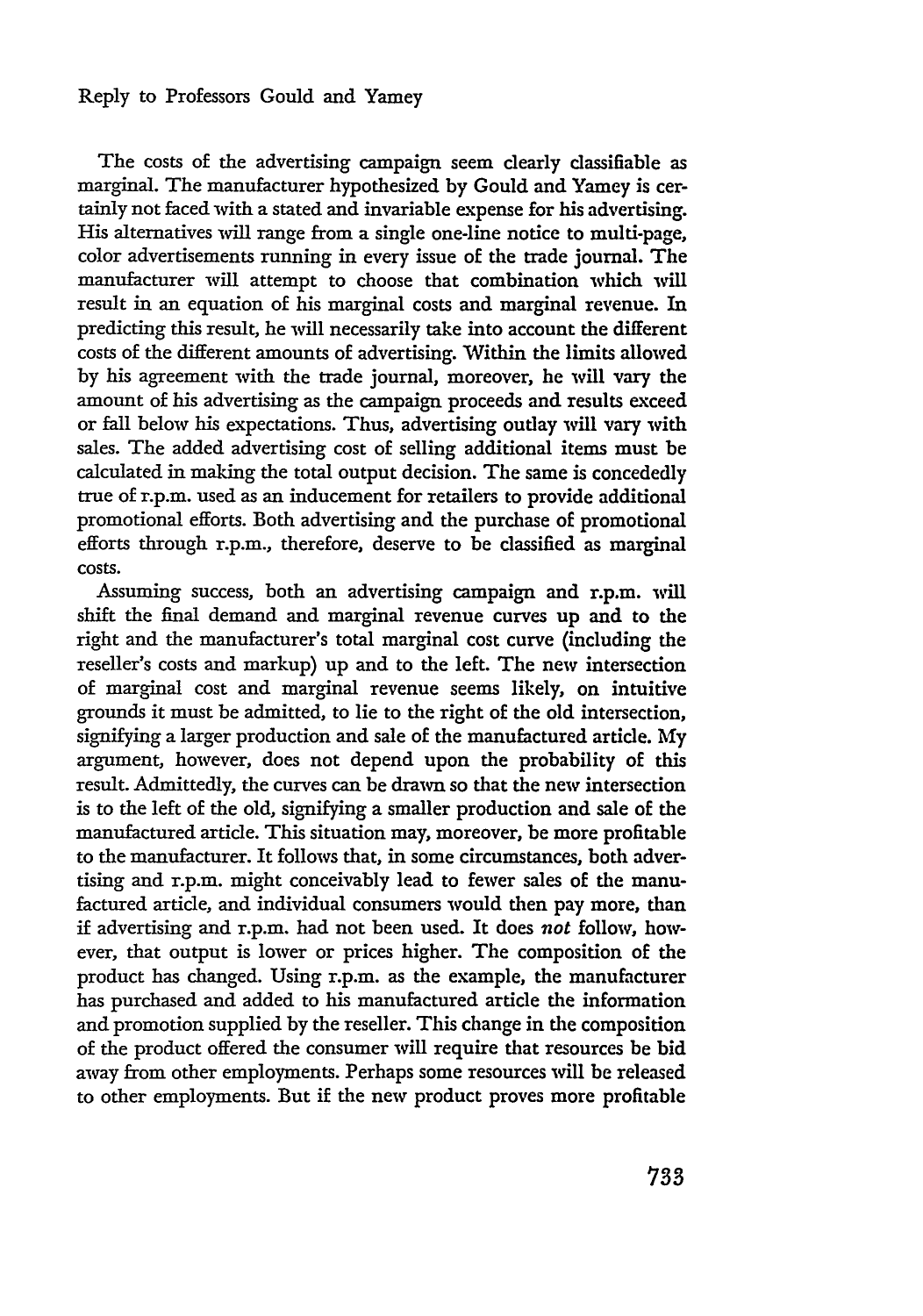The costs of the advertising campaign seem clearly classifiable as marginal. The manufacturer hypothesized by Gould and Yamey is certainly not faced with a stated and invariable expense for his advertising. His alternatives will range from a single one-line notice to multi-page, color advertisements running in every issue of the trade journal. The manufacturer will attempt to choose that combination which will result in an equation of his marginal costs and marginal revenue. In predicting this result, he will necessarily take into account the different costs of the different amounts of advertising. Within the limits allowed by his agreement with the trade journal, moreover, he will vary the amount of his advertising as the campaign proceeds and results exceed or fall below his expectations. Thus, advertising outlay will vary with sales. The added advertising cost of selling additional items must be calculated in making the total output decision. The same is concededly true of r.p.m. used as an inducement for retailers to provide additional promotional efforts. Both advertising and the purchase of promotional efforts through r.p.m., therefore, deserve to be classified as marginal costs.

Assuming success, both an advertising campaign and r.p.m. will shift the final demand and marginal revenue curves up and to the right and the manufacturer's total marginal cost curve (including the reseller's costs and markup) up and to the left. The new intersection of marginal cost and marginal revenue seems likely, on intuitive grounds it must be admitted, to lie to the right of the old intersection, signifying a larger production and sale of the manufactured article. My argument, however, does not depend upon the probability of this result. Admittedly, the curves can be drawn so that the new intersection is to the left of the old, signifying a smaller production and sale of the manufactured article. This situation may, moreover, be more profitable to the manufacturer. It follows that, in some circumstances, both advertising and r.p.m. might conceivably lead to fewer sales of the manufactured article, and individual consumers would then pay more, than if advertising and r.p.m. had not been used. It does *not* follow, however, that output is lower or prices higher. The composition of the product has changed. Using r.p.m. as the example, the manufacturer has purchased and added to his manufactured article the information and promotion supplied by the reseller. This change in the composition of the product offered the consumer will require that resources be bid away from other employments. Perhaps some resources will be released to other employments. But if the new product proves more profitable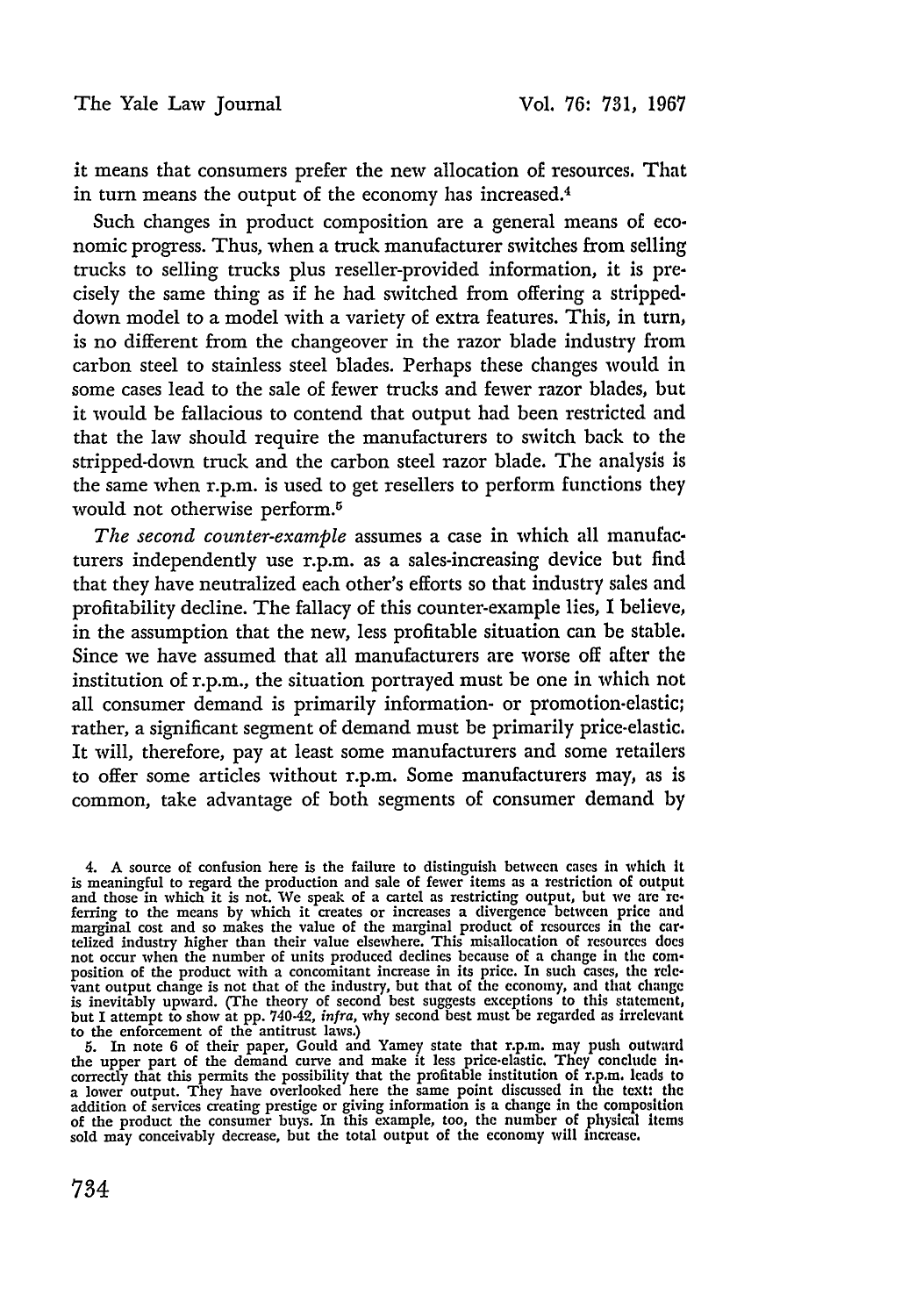it means that consumers prefer the new allocation of resources. That in turn means the output of the economy has increased.[4]

Such changes in product composition are a general means of economic progress. Thus, when a truck manufacturer switches from selling trucks to selling trucks plus reseller-provided information, it is precisely the same thing as if he had switched from offering a stripped-down model to a model with a variety of extra features. This, in turn, is no different from the changeover in the razor blade industry from carbon steel to stainless steel blades. Perhaps these changes would in some cases lead to the sale of fewer trucks and fewer razor blades, but it would be fallacious to contend that output had been restricted and that the law should require the manufacturers to switch back to the stripped-down truck and the carbon steel razor blade. The analysis is the same when r.p.m. is used to get resellers to perform functions they would not otherwise perform.[5]

*The second counter-example* assumes a case in which all manufacturers independently use r.p.m. as a sales-increasing device but find that they have neutralized each other's efforts so that industry sales and profitability decline. The fallacy of this counter-example lies, I believe, in the assumption that the new, less profitable situation can be stable. Since we have assumed that all manufacturers are worse off after the institution of r.p.m., the situation portrayed must be one in which not all consumer demand is primarily information- or promotion-elastic; rather, a significant segment of demand must be primarily price-elastic. It will, therefore, pay at least some manufacturers and some retailers to offer some articles without r.p.m. Some manufacturers may, as is common, take advantage of both segments of consumer demand by

4. A source of confusion here is the failure to distinguish between cases in which it is meaningful to regard the production and sale of fewer items as a restriction of output and those in which it is not. We speak of a cartel as restricting output, but we are referring to the means by which it creates or increases a divergence between price and marginal cost and so makes the value of the marginal product of resources in the cartelized industry higher than their value elsewhere. This misallocation of resources does not occur when the number of units produced declines because of a change in the composition of the product with a concomitant increase in its price. In such cases, the relevant output change is not that of the industry, but that of the economy, and that change is inevitably upward. (The theory of second best suggests exceptions to this statement, but I attempt to show at pp. 740-42, *infra*, why second best must be regarded as irrelevant to the enforcement of the antitrust laws.)

5. In note 6 of their paper, Gould and Yamey state that r.p.m. may push outward the upper part of the demand curve and make it less price-elastic. They conclude incorrectly that this permits the possibility that the profitable institution of r.p.m. leads to a lower output. They have overlooked here the same point discussed in the text: the addition of services creating prestige or giving information is a change in the composition of the product the consumer buys. In this example, too, the number of physical items sold may conceivably decrease, but the total output of the economy will increase.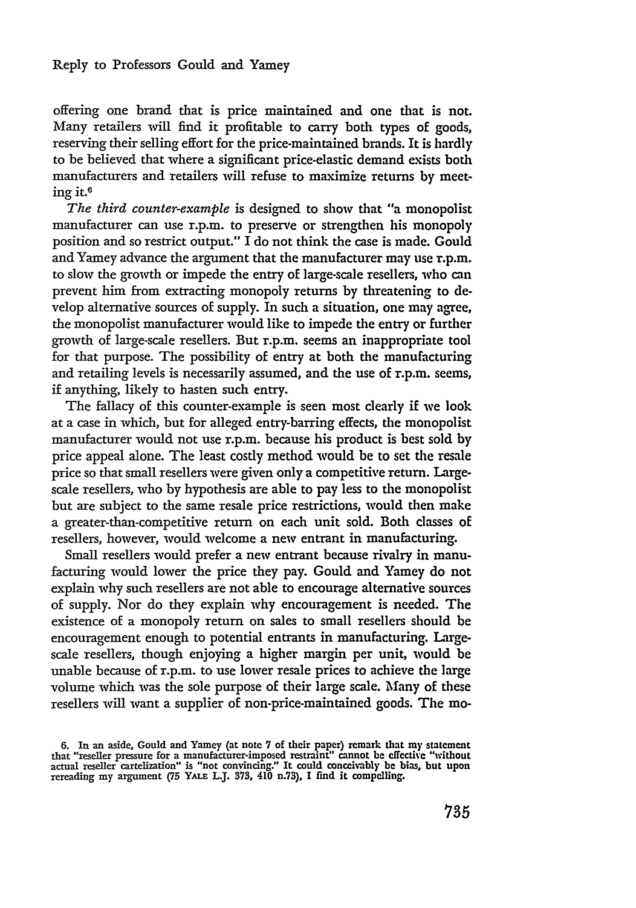offering one brand that is price maintained and one that is not. Many retailers will find it profitable to carry both types of goods, reserving their selling effort for the price-maintained brands. It is hardly to be believed that where a significant price-elastic demand exists both manufacturers and retailers will refuse to maximize returns by meeting it.[6]

*The third counter-example* is designed to show that "a monopolist manufacturer can use r.p.m. to preserve or strengthen his monopoly position and so restrict output." I do not think the case is made. Gould and Yamey advance the argument that the manufacturer may use r.p.m. to slow the growth or impede the entry of large-scale resellers, who can prevent him from extracting monopoly returns by threatening to develop alternative sources of supply. In such a situation, one may agree, the monopolist manufacturer would like to impede the entry or further growth of large-scale resellers. But r.p.m. seems an inappropriate tool for that purpose. The possibility of entry at both the manufacturing and retailing levels is necessarily assumed, and the use of r.p.m. seems, if anything, likely to hasten such entry.

The fallacy of this counter-example is seen most clearly if we look at a case in which, but for alleged entry-barring effects, the monopolist manufacturer would not use r.p.m. because his product is best sold by price appeal alone. The least costly method would be to set the resale price so that small resellers were given only a competitive return. Large-scale resellers, who by hypothesis are able to pay less to the monopolist but are subject to the same resale price restrictions, would then make a greater-than-competitive return on each unit sold. Both classes of resellers, however, would welcome a new entrant in manufacturing.

Small resellers would prefer a new entrant because rivalry in manufacturing would lower the price they pay. Gould and Yamey do not explain why such resellers are not able to encourage alternative sources of supply. Nor do they explain why encouragement is needed. The existence of a monopoly return on sales to small resellers should be encouragement enough to potential entrants in manufacturing. Large-scale resellers, though enjoying a higher margin per unit, would be unable because of r.p.m. to use lower resale prices to achieve the large volume which was the sole purpose of their large scale. Many of these resellers will want a supplier of non-price-maintained goods. The mo-

6. In an aside, Gould and Yamey (at note 7 of their paper) remark that my statement that "reseller pressure for a manufacturer-imposed restraint" cannot be effective "without actual reseller cartelization" is "not convincing." It could conceivably be bias, but upon rereading my argument (75 YALE L.J. 373, 410 n.73), I find it compelling.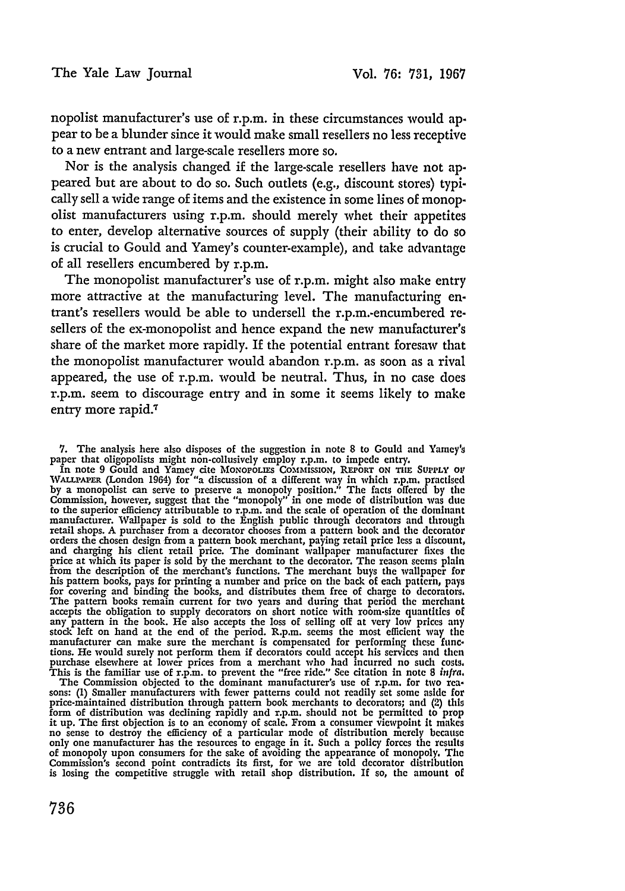nopolist manufacturer's use of r.p.m. in these circumstances would appear to be a blunder since it would make small resellers no less receptive to a new entrant and large-scale resellers more so.

Nor is the analysis changed if the large-scale resellers have not appeared but are about to do so. Such outlets (e.g., discount stores) typically sell a wide range of items and the existence in some lines of monopolist manufacturers using r.p.m. should merely whet their appetites to enter, develop alternative sources of supply (their ability to do so is crucial to Gould and Yamey's counter-example), and take advantage of all resellers encumbered by r.p.m.

The monopolist manufacturer's use of r.p.m. might also make entry more attractive at the manufacturing level. The manufacturing entrant's resellers would be able to undersell the r.p.m.-encumbered resellers of the ex-monopolist and hence expand the new manufacturer's share of the market more rapidly. If the potential entrant foresaw that the monopolist manufacturer would abandon r.p.m. as soon as a rival appeared, the use of r.p.m. would be neutral. Thus, in no case does r.p.m. seem to discourage entry and in some it seems likely to make entry more rapid.[7]

7. The analysis here also disposes of the suggestion in note 8 to Gould and Yamey's paper that oligopolists might non-collusively employ r.p.m. to impede entry.

In note 9 Gould and Yamey cite MONOPOLIES COMMISSION, REPORT ON THE SUPPLY OF WALLPAPER (London 1964) for "a discussion of a different way in which r.p.m. practised by a monopolist can serve to preserve a monopoly position." The facts offered by the Commission, however, suggest that the "monopoly" in one mode of distribution was due to the superior efficiency attributable to r.p.m. and the scale of operation of the dominant manufacturer. Wallpaper is sold to the English public through decorators and through retail shops. A purchaser from a decorator chooses from a pattern book and the decorator orders the chosen design from a pattern book merchant, paying retail price less a discount, and charging his client retail price. The dominant wallpaper manufacturer fixes the price at which its paper is sold by the merchant to the decorator. The reason seems plain from the description of the merchant's functions. The merchant buys the wallpaper for his pattern books, pays for printing a number and price on the back of each pattern, pays for covering and binding the books, and distributes them free of charge to decorators. The pattern books remain current for two years and during that period the merchant accepts the obligation to supply decorators on short notice with room-size quantities of any pattern in the book. He also accepts the loss of selling off at very low prices any stock left on hand at the end of the period. R.p.m. seems the most efficient way the manufacturer can make sure the merchant is compensated for performing these functions. He would surely not perform them if decorators could accept his services and then purchase elsewhere at lower prices from a merchant who had incurred no such costs. This is the familiar use of r.p.m. to prevent the "free ride." See citation in note 8 *infra*.

The Commission objected to the dominant manufacturer's use of r.p.m. for two reasons: (1) Smaller manufacturers with fewer patterns could not readily set some aside for price-maintained distribution through pattern book merchants to decorators; and (2) this form of distribution was declining rapidly and r.p.m. should not be permitted to prop it up. The first objection is to an economy of scale. From a consumer viewpoint it makes no sense to destroy the efficiency of a particular mode of distribution merely because only one manufacturer has the resources to engage in it. Such a policy forces the results of monopoly upon consumers for the sake of avoiding the appearance of monopoly. The Commission's second point contradicts its first, for we are told decorator distribution is losing the competitive struggle with retail shop distribution. If so, the amount of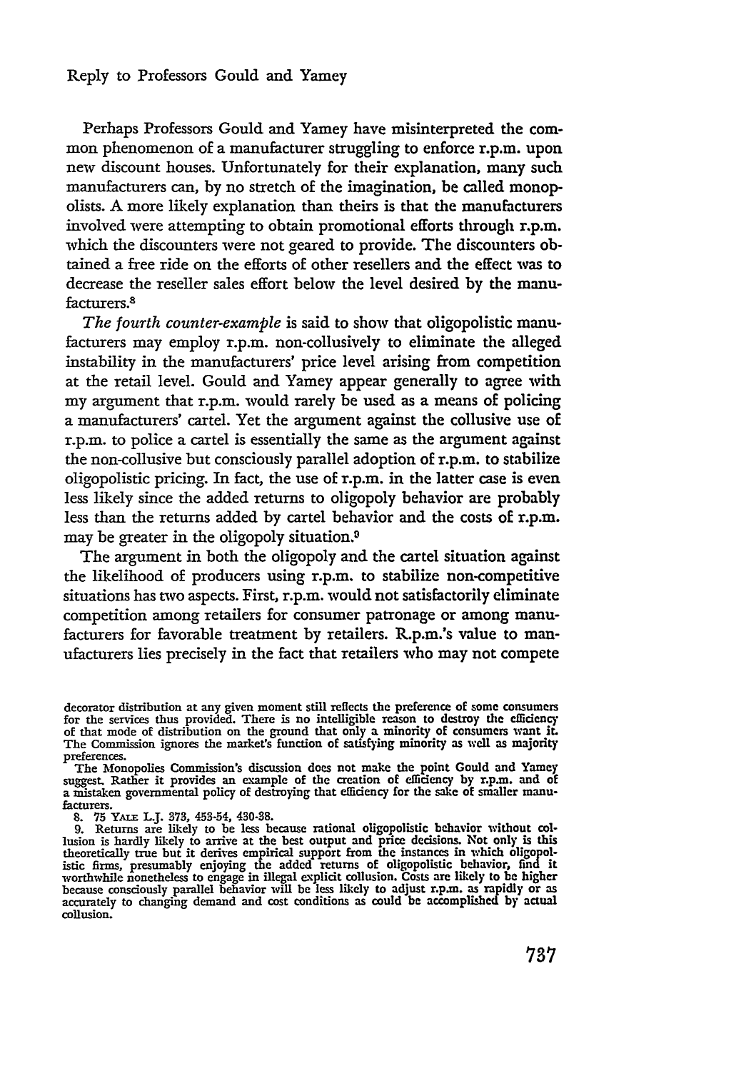Perhaps Professors Gould and Yamey have misinterpreted the common phenomenon of a manufacturer struggling to enforce r.p.m. upon new discount houses. Unfortunately for their explanation, many such manufacturers can, by no stretch of the imagination, be called monopolists. A more likely explanation than theirs is that the manufacturers involved were attempting to obtain promotional efforts through r.p.m. which the discounters were not geared to provide. The discounters obtained a free ride on the efforts of other resellers and the effect was to decrease the reseller sales effort below the level desired by the manufacturers.[8]

*The fourth counter-example* is said to show that oligopolistic manufacturers may employ r.p.m. non-collusively to eliminate the alleged instability in the manufacturers' price level arising from competition at the retail level. Gould and Yamey appear generally to agree with my argument that r.p.m. would rarely be used as a means of policing a manufacturers' cartel. Yet the argument against the collusive use of r.p.m. to police a cartel is essentially the same as the argument against the non-collusive but consciously parallel adoption of r.p.m. to stabilize oligopolistic pricing. In fact, the use of r.p.m. in the latter case is even less likely since the added returns to oligopoly behavior are probably less than the returns added by cartel behavior and the costs of r.p.m. may be greater in the oligopoly situation.[9]

The argument in both the oligopoly and the cartel situation against the likelihood of producers using r.p.m. to stabilize non-competitive situations has two aspects. First, r.p.m. would not satisfactorily eliminate competition among retailers for consumer patronage or among manufacturers for favorable treatment by retailers. R.p.m.'s value to manufacturers lies precisely in the fact that retailers who may not compete

---

decorator distribution at any given moment still reflects the preference of some consumers for the services thus provided. There is no intelligible reason to destroy the efficiency of that mode of distribution on the ground that only a minority of consumers want it. The Commission ignores the market's function of satisfying minority as well as majority preferences.

The Monopolies Commission's discussion does not make the point Gould and Yamey suggest. Rather it provides an example of the creation of efficiency by r.p.m. and of a mistaken governmental policy of destroying that efficiency for the sake of smaller manufacturers.

8. 75 YALE L.J. 373, 453-54, 430-38.

9. Returns are likely to be less because rational oligopolistic behavior without collusion is hardly likely to arrive at the best output and price decisions. Not only is this theoretically true but it derives empirical support from the instances in which oligopolistic firms, presumably enjoying the added returns of oligopolistic behavior, find it worthwhile nonetheless to engage in illegal explicit collusion. Costs are likely to be higher because consciously parallel behavior will be less likely to adjust r.p.m. as rapidly or as accurately to changing demand and cost conditions as could be accomplished by actual collusion.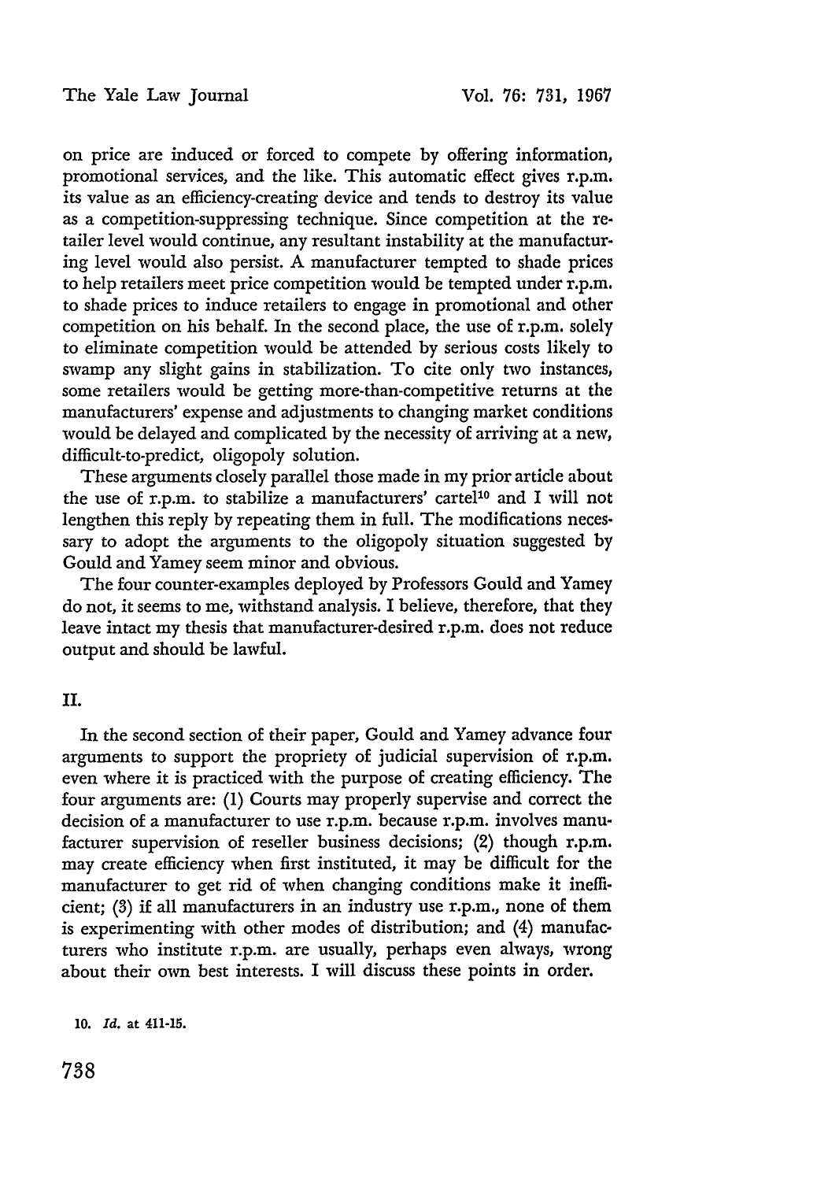on price are induced or forced to compete by offering information, promotional services, and the like. This automatic effect gives r.p.m. its value as an efficiency-creating device and tends to destroy its value as a competition-suppressing technique. Since competition at the retailer level would continue, any resultant instability at the manufacturing level would also persist. A manufacturer tempted to shade prices to help retailers meet price competition would be tempted under r.p.m. to shade prices to induce retailers to engage in promotional and other competition on his behalf. In the second place, the use of r.p.m. solely to eliminate competition would be attended by serious costs likely to swamp any slight gains in stabilization. To cite only two instances, some retailers would be getting more-than-competitive returns at the manufacturers' expense and adjustments to changing market conditions would be delayed and complicated by the necessity of arriving at a new, difficult-to-predict, oligopoly solution.

These arguments closely parallel those made in my prior article about the use of r.p.m. to stabilize a manufacturers' cartel[10] and I will not lengthen this reply by repeating them in full. The modifications necessary to adopt the arguments to the oligopoly situation suggested by Gould and Yamey seem minor and obvious.

The four counter-examples deployed by Professors Gould and Yamey do not, it seems to me, withstand analysis. I believe, therefore, that they leave intact my thesis that manufacturer-desired r.p.m. does not reduce output and should be lawful.

## II.

In the second section of their paper, Gould and Yamey advance four arguments to support the propriety of judicial supervision of r.p.m. even where it is practiced with the purpose of creating efficiency. The four arguments are: (1) Courts may properly supervise and correct the decision of a manufacturer to use r.p.m. because r.p.m. involves manufacturer supervision of reseller business decisions; (2) though r.p.m. may create efficiency when first instituted, it may be difficult for the manufacturer to get rid of when changing conditions make it inefficient; (3) if all manufacturers in an industry use r.p.m., none of them is experimenting with other modes of distribution; and (4) manufacturers who institute r.p.m. are usually, perhaps even always, wrong about their own best interests. I will discuss these points in order.

10. *Id.* at 411-15.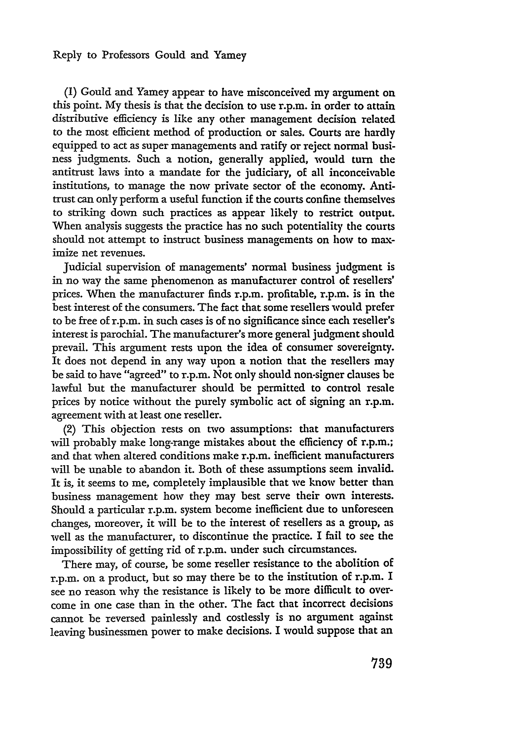(1) Gould and Yamey appear to have misconceived my argument on this point. My thesis is that the decision to use r.p.m. in order to attain distributive efficiency is like any other management decision related to the most efficient method of production or sales. Courts are hardly equipped to act as super managements and ratify or reject normal business judgments. Such a notion, generally applied, would turn the antitrust laws into a mandate for the judiciary, of all inconceivable institutions, to manage the now private sector of the economy. Antitrust can only perform a useful function if the courts confine themselves to striking down such practices as appear likely to restrict output. When analysis suggests the practice has no such potentiality the courts should not attempt to instruct business managements on how to maximize net revenues.

Judicial supervision of managements' normal business judgment is in no way the same phenomenon as manufacturer control of resellers' prices. When the manufacturer finds r.p.m. profitable, r.p.m. is in the best interest of the consumers. The fact that some resellers would prefer to be free of r.p.m. in such cases is of no significance since each reseller's interest is parochial. The manufacturer's more general judgment should prevail. This argument rests upon the idea of consumer sovereignty. It does not depend in any way upon a notion that the resellers may be said to have "agreed" to r.p.m. Not only should non-signer clauses be lawful but the manufacturer should be permitted to control resale prices by notice without the purely symbolic act of signing an r.p.m. agreement with at least one reseller.

(2) This objection rests on two assumptions: that manufacturers will probably make long-range mistakes about the efficiency of r.p.m.; and that when altered conditions make r.p.m. inefficient manufacturers will be unable to abandon it. Both of these assumptions seem invalid. It is, it seems to me, completely implausible that we know better than business management how they may best serve their own interests. Should a particular r.p.m. system become inefficient due to unforeseen changes, moreover, it will be to the interest of resellers as a group, as well as the manufacturer, to discontinue the practice. I fail to see the impossibility of getting rid of r.p.m. under such circumstances.

There may, of course, be some reseller resistance to the abolition of r.p.m. on a product, but so may there be to the institution of r.p.m. I see no reason why the resistance is likely to be more difficult to overcome in one case than in the other. The fact that incorrect decisions cannot be reversed painlessly and costlessly is no argument against leaving businessmen power to make decisions. I would suppose that an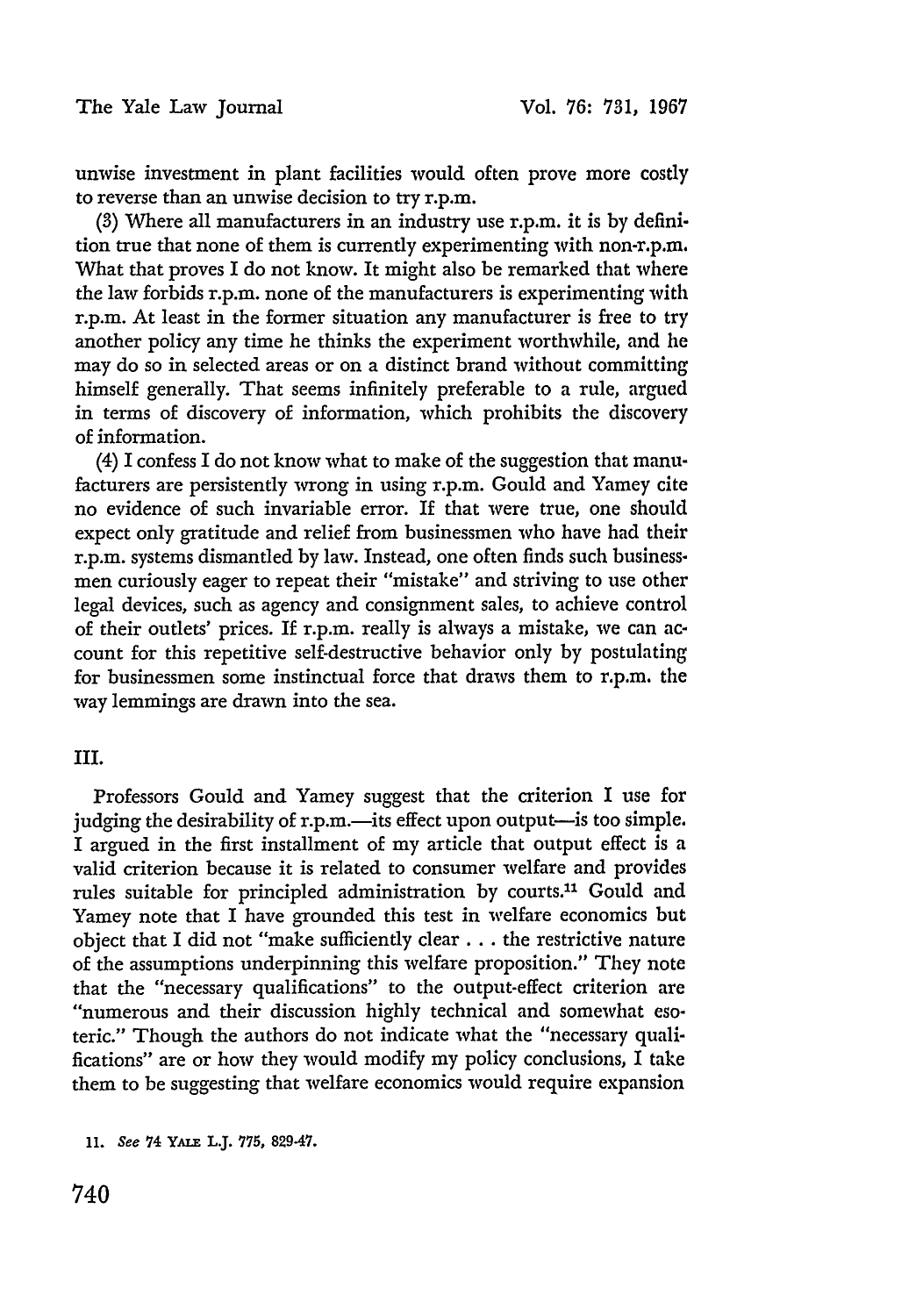unwise investment in plant facilities would often prove more costly to reverse than an unwise decision to try r.p.m.

(3) Where all manufacturers in an industry use r.p.m. it is by definition true that none of them is currently experimenting with non-r.p.m. What that proves I do not know. It might also be remarked that where the law forbids r.p.m. none of the manufacturers is experimenting with r.p.m. At least in the former situation any manufacturer is free to try another policy any time he thinks the experiment worthwhile, and he may do so in selected areas or on a distinct brand without committing himself generally. That seems infinitely preferable to a rule, argued in terms of discovery of information, which prohibits the discovery of information.

(4) I confess I do not know what to make of the suggestion that manufacturers are persistently wrong in using r.p.m. Gould and Yamey cite no evidence of such invariable error. If that were true, one should expect only gratitude and relief from businessmen who have had their r.p.m. systems dismantled by law. Instead, one often finds such businessmen curiously eager to repeat their "mistake" and striving to use other legal devices, such as agency and consignment sales, to achieve control of their outlets' prices. If r.p.m. really is always a mistake, we can account for this repetitive self-destructive behavior only by postulating for businessmen some instinctual force that draws them to r.p.m. the way lemmings are drawn into the sea.

## III.

Professors Gould and Yamey suggest that the criterion I use for judging the desirability of r.p.m.—its effect upon output—is too simple. I argued in the first installment of my article that output effect is a valid criterion because it is related to consumer welfare and provides rules suitable for principled administration by courts.[11] Gould and Yamey note that I have grounded this test in welfare economics but object that I did not "make sufficiently clear . . . the restrictive nature of the assumptions underpinning this welfare proposition." They note that the "necessary qualifications" to the output-effect criterion are "numerous and their discussion highly technical and somewhat esoteric." Though the authors do not indicate what the "necessary qualifications" are or how they would modify my policy conclusions, I take them to be suggesting that welfare economics would require expansion

11. *See* 74 YALE L.J. 775, 829-47.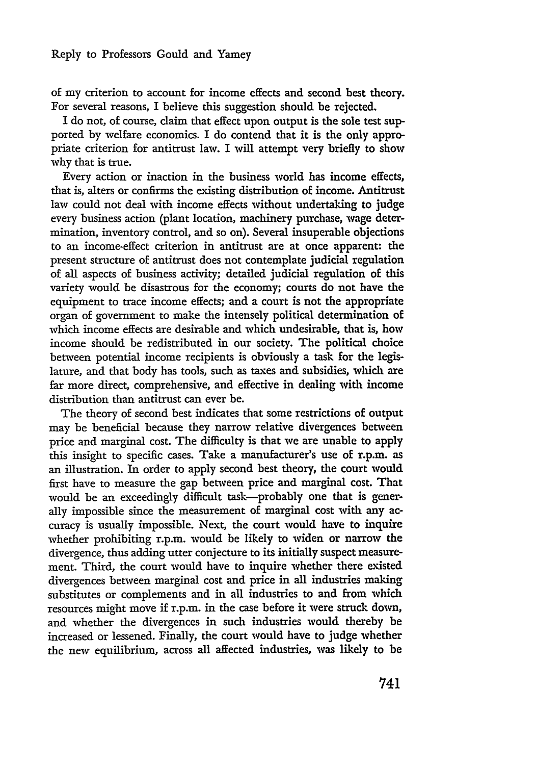of my criterion to account for income effects and second best theory. For several reasons, I believe this suggestion should be rejected.

I do not, of course, claim that effect upon output is the sole test supported by welfare economics. I do contend that it is the only appropriate criterion for antitrust law. I will attempt very briefly to show why that is true.

Every action or inaction in the business world has income effects, that is, alters or confirms the existing distribution of income. Antitrust law could not deal with income effects without undertaking to judge every business action (plant location, machinery purchase, wage determination, inventory control, and so on). Several insuperable objections to an income-effect criterion in antitrust are at once apparent: the present structure of antitrust does not contemplate judicial regulation of all aspects of business activity; detailed judicial regulation of this variety would be disastrous for the economy; courts do not have the equipment to trace income effects; and a court is not the appropriate organ of government to make the intensely political determination of which income effects are desirable and which undesirable, that is, how income should be redistributed in our society. The political choice between potential income recipients is obviously a task for the legislature, and that body has tools, such as taxes and subsidies, which are far more direct, comprehensive, and effective in dealing with income distribution than antitrust can ever be.

The theory of second best indicates that some restrictions of output may be beneficial because they narrow relative divergences between price and marginal cost. The difficulty is that we are unable to apply this insight to specific cases. Take a manufacturer's use of r.p.m. as an illustration. In order to apply second best theory, the court would first have to measure the gap between price and marginal cost. That would be an exceedingly difficult task—probably one that is generally impossible since the measurement of marginal cost with any accuracy is usually impossible. Next, the court would have to inquire whether prohibiting r.p.m. would be likely to widen or narrow the divergence, thus adding utter conjecture to its initially suspect measurement. Third, the court would have to inquire whether there existed divergences between marginal cost and price in all industries making substitutes or complements and in all industries to and from which resources might move if r.p.m. in the case before it were struck down, and whether the divergences in such industries would thereby be increased or lessened. Finally, the court would have to judge whether the new equilibrium, across all affected industries, was likely to be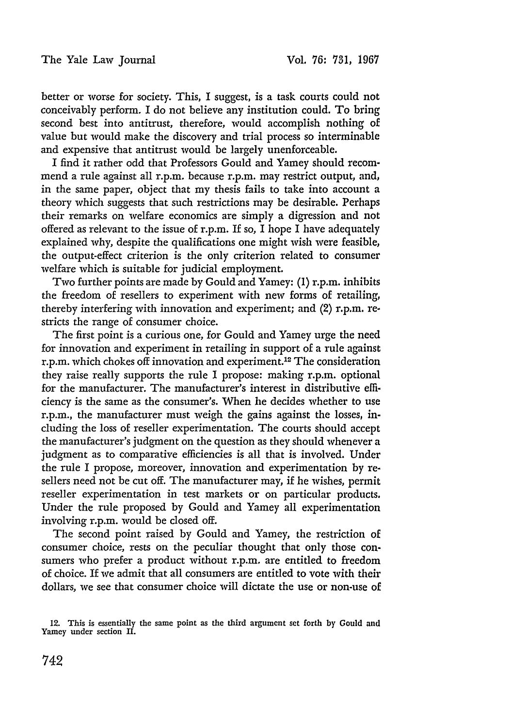better or worse for society. This, I suggest, is a task courts could not conceivably perform. I do not believe any institution could. To bring second best into antitrust, therefore, would accomplish nothing of value but would make the discovery and trial process so interminable and expensive that antitrust would be largely unenforceable.

I find it rather odd that Professors Gould and Yamey should recommend a rule against all r.p.m. because r.p.m. may restrict output, and, in the same paper, object that my thesis fails to take into account a theory which suggests that such restrictions may be desirable. Perhaps their remarks on welfare economics are simply a digression and not offered as relevant to the issue of r.p.m. If so, I hope I have adequately explained why, despite the qualifications one might wish were feasible, the output-effect criterion is the only criterion related to consumer welfare which is suitable for judicial employment.

Two further points are made by Gould and Yamey: (1) r.p.m. inhibits the freedom of resellers to experiment with new forms of retailing, thereby interfering with innovation and experiment; and (2) r.p.m. restricts the range of consumer choice.

The first point is a curious one, for Gould and Yamey urge the need for innovation and experiment in retailing in support of a rule against r.p.m. which chokes off innovation and experiment.[12] The consideration they raise really supports the rule I propose: making r.p.m. optional for the manufacturer. The manufacturer's interest in distributive efficiency is the same as the consumer's. When he decides whether to use r.p.m., the manufacturer must weigh the gains against the losses, including the loss of reseller experimentation. The courts should accept the manufacturer's judgment on the question as they should whenever a judgment as to comparative efficiencies is all that is involved. Under the rule I propose, moreover, innovation and experimentation by resellers need not be cut off. The manufacturer may, if he wishes, permit reseller experimentation in test markets or on particular products. Under the rule proposed by Gould and Yamey all experimentation involving r.p.m. would be closed off.

The second point raised by Gould and Yamey, the restriction of consumer choice, rests on the peculiar thought that only those consumers who prefer a product without r.p.m. are entitled to freedom of choice. If we admit that all consumers are entitled to vote with their dollars, we see that consumer choice will dictate the use or non-use of

12. This is essentially the same point as the third argument set forth by Gould and Yamey under section II.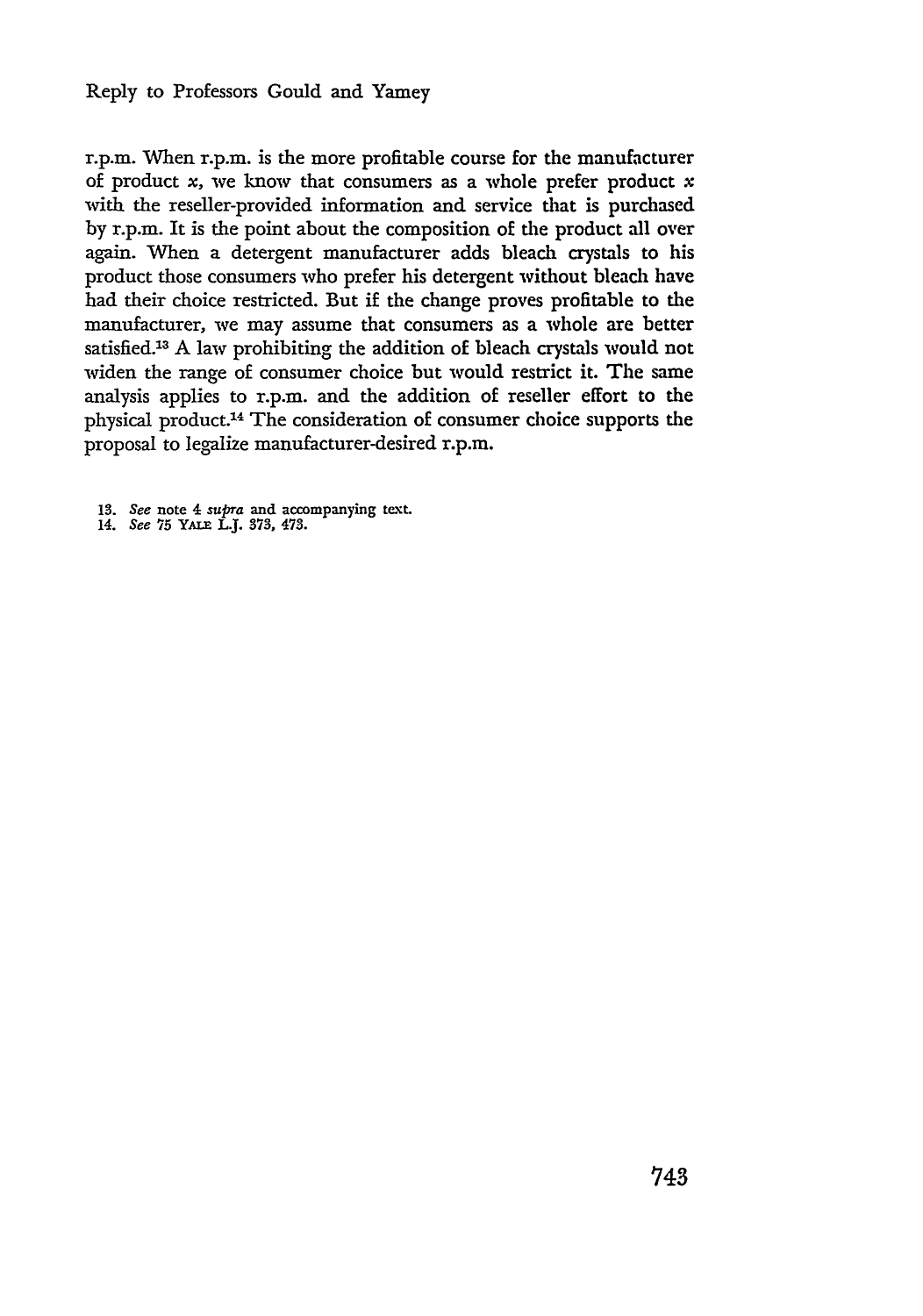r.p.m. When r.p.m. is the more profitable course for the manufacturer of product *x*, we know that consumers as a whole prefer product *x* with the reseller-provided information and service that is purchased by r.p.m. It is the point about the composition of the product all over again. When a detergent manufacturer adds bleach crystals to his product those consumers who prefer his detergent without bleach have had their choice restricted. But if the change proves profitable to the manufacturer, we may assume that consumers as a whole are better satisfied.[13] A law prohibiting the addition of bleach crystals would not widen the range of consumer choice but would restrict it. The same analysis applies to r.p.m. and the addition of reseller effort to the physical product.[14] The consideration of consumer choice supports the proposal to legalize manufacturer-desired r.p.m.

13. *See* note 4 *supra* and accompanying text.
14. *See* 75 YALE L.J. 373, 473.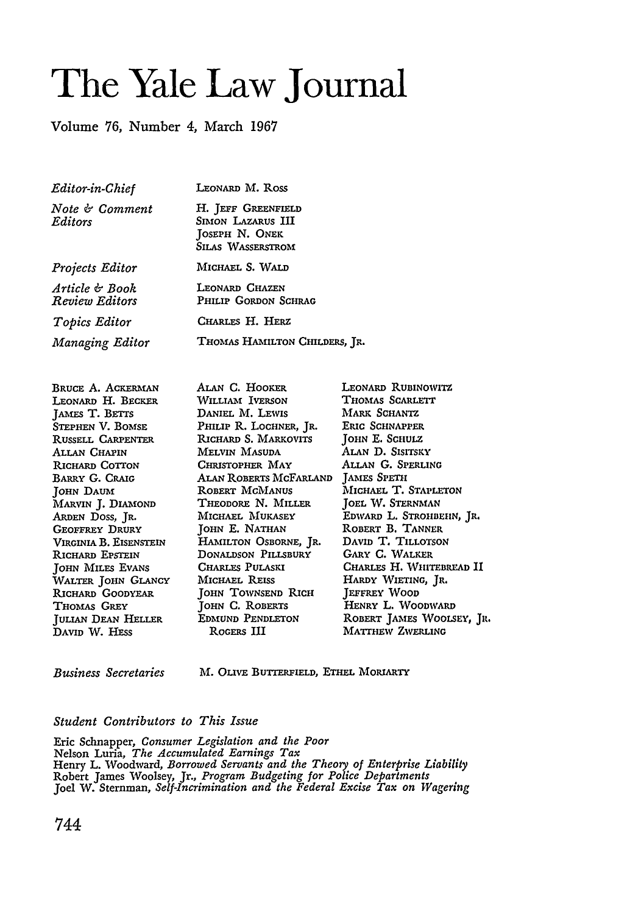# The Yale Law Journal

Volume 76, Number 4, March 1967

| | |
|---|---|
| *Editor-in-Chief* | LEONARD M. ROSS |
| *Note & Comment Editors* | H. JEFF GREENFIELD<br>SIMON LAZARUS III<br>JOSEPH N. ONEK<br>SILAS WASSERSTROM |
| *Projects Editor* | MICHAEL S. WALD |
| *Article & Book Review Editors* | LEONARD CHAZEN<br>PHILIP GORDON SCHRAG |
| *Topics Editor* | CHARLES H. HERZ |
| *Managing Editor* | THOMAS HAMILTON CHILDERS, JR. |

BRUCE A. ACKERMAN
LEONARD H. BECKER
JAMES T. BETTS
STEPHEN V. BOMSE
RUSSELL CARPENTER
ALLAN CHAPIN
RICHARD COTTON
BARRY G. CRAIG
JOHN DAUM
MARVIN J. DIAMOND
ARDEN DOSS, JR.
GEOFFREY DRURY
VIRGINIA B. EISENSTEIN
RICHARD EPSTEIN
JOHN MILES EVANS
WALTER JOHN GLANCY
RICHARD GOODYEAR
THOMAS GREY
JULIAN DEAN HELLER
DAVID W. HESS
ALAN C. HOOKER
WILLIAM IVERSON
DANIEL M. LEWIS
PHILIP R. LOCHNER, JR.
RICHARD S. MARKOVITS
MELVIN MASUDA
CHRISTOPHER MAY
ALAN ROBERTS MCFARLAND
ROBERT MCMANUS
THEODORE N. MILLER
MICHAEL MUKASEY
JOHN E. NATHAN
HAMILTON OSBORNE, JR.
DONALDSON PILLSBURY
CHARLES PULASKI
MICHAEL REISS
JOHN TOWNSEND RICH
JOHN C. ROBERTS
EDMUND PENDLETON ROGERS III
LEONARD RUBINOWITZ
THOMAS SCARLETT
MARK SCHANTZ
ERIC SCHNAPPER
JOHN E. SCHULZ
ALAN D. SISITSKY
ALLAN G. SPERLING
JAMES SPETH
MICHAEL T. STAPLETON
JOEL W. STERNMAN
EDWARD L. STROHBEHN, JR.
ROBERT B. TANNER
DAVID T. TILLOTSON
GARY C. WALKER
CHARLES H. WHITEBREAD II
HARDY WIETING, JR.
JEFFREY WOOD
HENRY L. WOODWARD
ROBERT JAMES WOOLSEY, JR.
MATTHEW ZWERLING

*Business Secretaries* M. OLIVE BUTTERFIELD, ETHEL MORIARTY

*Student Contributors to This Issue*

Eric Schnapper, *Consumer Legislation and the Poor*
Nelson Luria, *The Accumulated Earnings Tax*
Henry L. Woodward, *Borrowed Servants and the Theory of Enterprise Liability*
Robert James Woolsey, Jr., *Program Budgeting for Police Departments*
Joel W. Sternman, *Self-Incrimination and the Federal Excise Tax on Wagering*